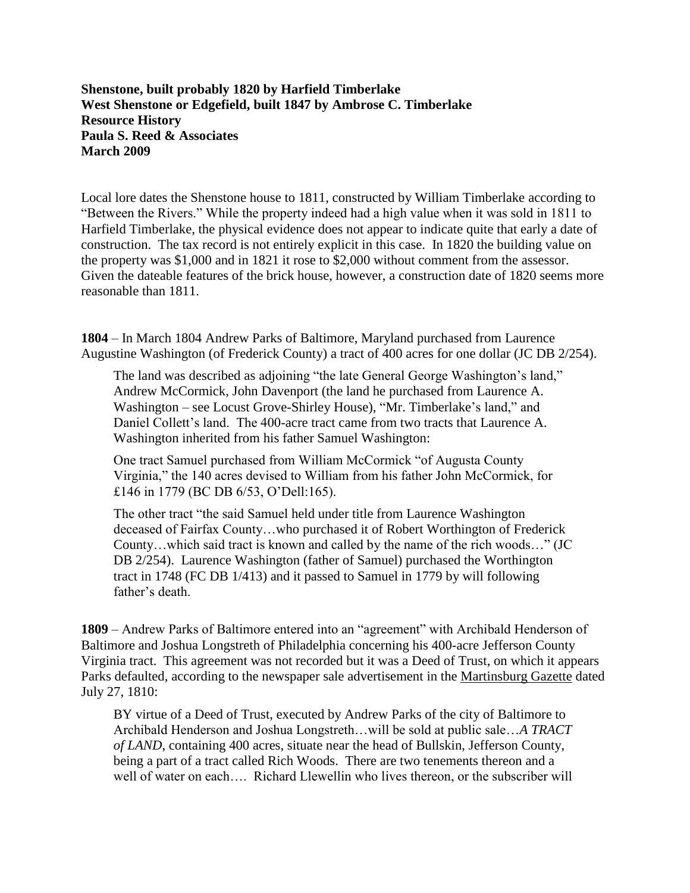**Shenstone, built probably 1820 by Harfield Timberlake**
**West Shenstone or Edgefield, built 1847 by Ambrose C. Timberlake**
**Resource History**
**Paula S. Reed & Associates**
**March 2009**

Local lore dates the Shenstone house to 1811, constructed by William Timberlake according to "Between the Rivers." While the property indeed had a high value when it was sold in 1811 to Harfield Timberlake, the physical evidence does not appear to indicate quite that early a date of construction. The tax record is not entirely explicit in this case. In 1820 the building value on the property was $1,000 and in 1821 it rose to $2,000 without comment from the assessor. Given the dateable features of the brick house, however, a construction date of 1820 seems more reasonable than 1811.

**1804** – In March 1804 Andrew Parks of Baltimore, Maryland purchased from Laurence Augustine Washington (of Frederick County) a tract of 400 acres for one dollar (JC DB 2/254).

> The land was described as adjoining "the late General George Washington's land," Andrew McCormick, John Davenport (the land he purchased from Laurence A. Washington – see Locust Grove-Shirley House), "Mr. Timberlake's land," and Daniel Collett's land. The 400-acre tract came from two tracts that Laurence A. Washington inherited from his father Samuel Washington:
>
> One tract Samuel purchased from William McCormick "of Augusta County Virginia," the 140 acres devised to William from his father John McCormick, for £146 in 1779 (BC DB 6/53, O'Dell:165).
>
> The other tract "the said Samuel held under title from Laurence Washington deceased of Fairfax County…who purchased it of Robert Worthington of Frederick County…which said tract is known and called by the name of the rich woods…" (JC DB 2/254). Laurence Washington (father of Samuel) purchased the Worthington tract in 1748 (FC DB 1/413) and it passed to Samuel in 1779 by will following father's death.

**1809** – Andrew Parks of Baltimore entered into an "agreement" with Archibald Henderson of Baltimore and Joshua Longstreth of Philadelphia concerning his 400-acre Jefferson County Virginia tract. This agreement was not recorded but it was a Deed of Trust, on which it appears Parks defaulted, according to the newspaper sale advertisement in the Martinsburg Gazette dated July 27, 1810:

> BY virtue of a Deed of Trust, executed by Andrew Parks of the city of Baltimore to Archibald Henderson and Joshua Longstreth…will be sold at public sale…*A TRACT of LAND*, containing 400 acres, situate near the head of Bullskin, Jefferson County, being a part of a tract called Rich Woods. There are two tenements thereon and a well of water on each…. Richard Llewellin who lives thereon, or the subscriber will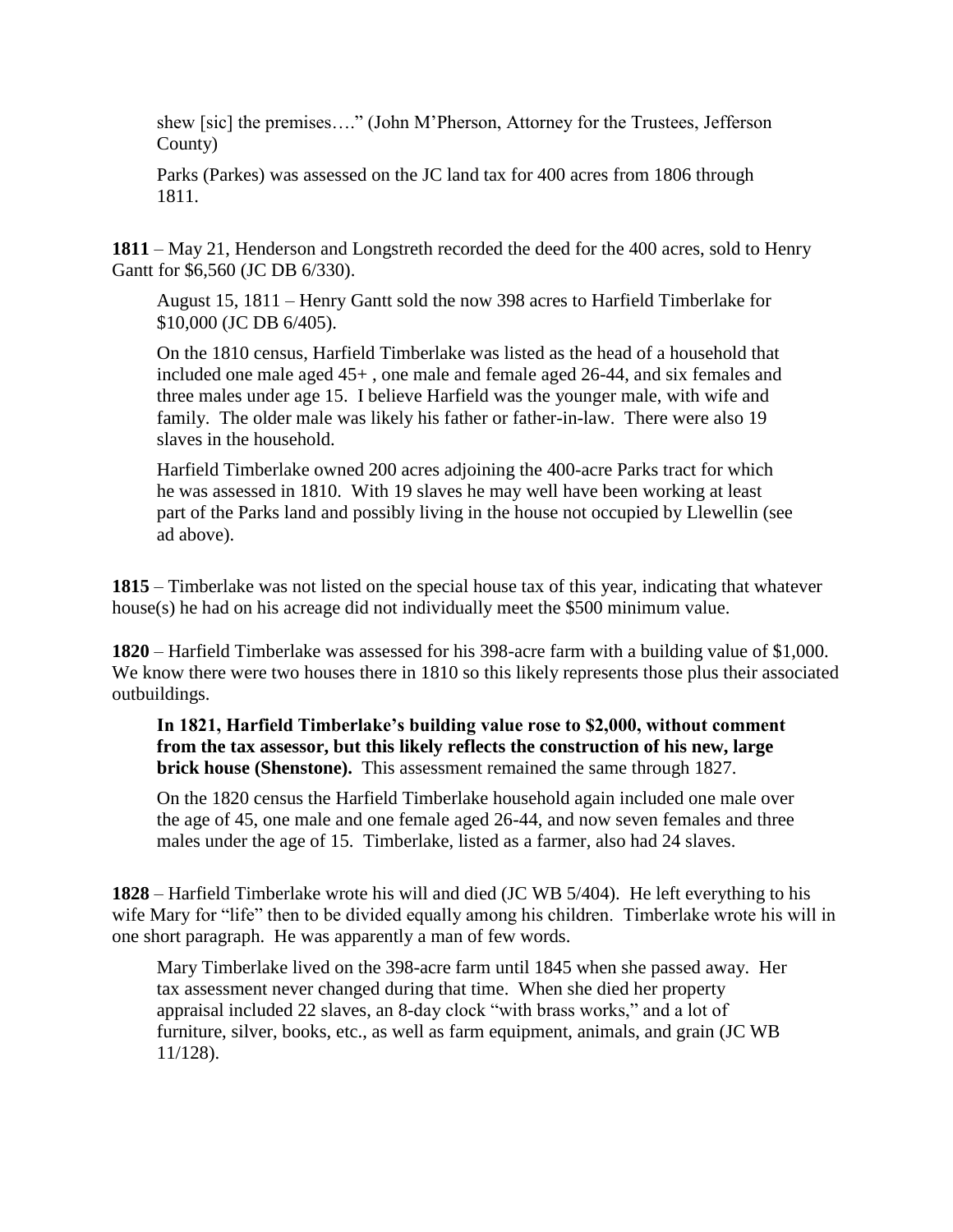shew [sic] the premises…." (John M'Pherson, Attorney for the Trustees, Jefferson County)

Parks (Parkes) was assessed on the JC land tax for 400 acres from 1806 through 1811.

**1811** – May 21, Henderson and Longstreth recorded the deed for the 400 acres, sold to Henry Gantt for $6,560 (JC DB 6/330).

August 15, 1811 – Henry Gantt sold the now 398 acres to Harfield Timberlake for $10,000 (JC DB 6/405).

On the 1810 census, Harfield Timberlake was listed as the head of a household that included one male aged 45+ , one male and female aged 26-44, and six females and three males under age 15. I believe Harfield was the younger male, with wife and family. The older male was likely his father or father-in-law. There were also 19 slaves in the household.

Harfield Timberlake owned 200 acres adjoining the 400-acre Parks tract for which he was assessed in 1810. With 19 slaves he may well have been working at least part of the Parks land and possibly living in the house not occupied by Llewellin (see ad above).

**1815** – Timberlake was not listed on the special house tax of this year, indicating that whatever house(s) he had on his acreage did not individually meet the $500 minimum value.

**1820** – Harfield Timberlake was assessed for his 398-acre farm with a building value of $1,000. We know there were two houses there in 1810 so this likely represents those plus their associated outbuildings.

**In 1821, Harfield Timberlake's building value rose to $2,000, without comment from the tax assessor, but this likely reflects the construction of his new, large brick house (Shenstone).** This assessment remained the same through 1827.

On the 1820 census the Harfield Timberlake household again included one male over the age of 45, one male and one female aged 26-44, and now seven females and three males under the age of 15. Timberlake, listed as a farmer, also had 24 slaves.

**1828** – Harfield Timberlake wrote his will and died (JC WB 5/404). He left everything to his wife Mary for "life" then to be divided equally among his children. Timberlake wrote his will in one short paragraph. He was apparently a man of few words.

Mary Timberlake lived on the 398-acre farm until 1845 when she passed away. Her tax assessment never changed during that time. When she died her property appraisal included 22 slaves, an 8-day clock "with brass works," and a lot of furniture, silver, books, etc., as well as farm equipment, animals, and grain (JC WB 11/128).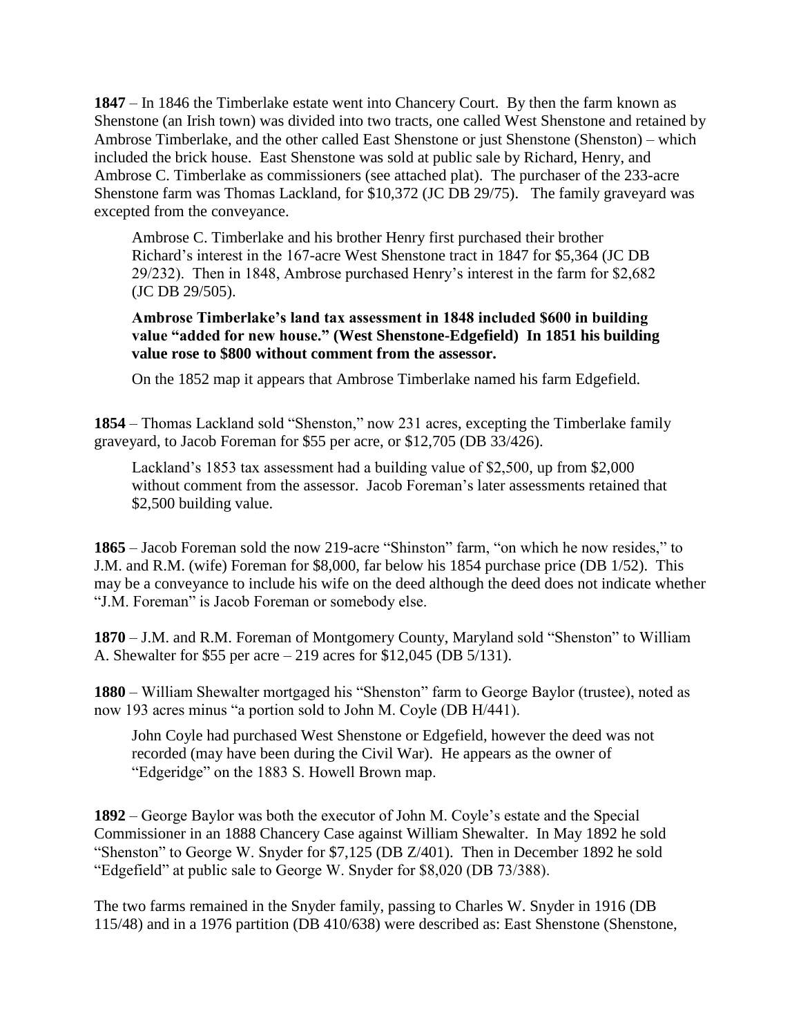**1847** – In 1846 the Timberlake estate went into Chancery Court. By then the farm known as Shenstone (an Irish town) was divided into two tracts, one called West Shenstone and retained by Ambrose Timberlake, and the other called East Shenstone or just Shenstone (Shenston) – which included the brick house. East Shenstone was sold at public sale by Richard, Henry, and Ambrose C. Timberlake as commissioners (see attached plat). The purchaser of the 233-acre Shenstone farm was Thomas Lackland, for $10,372 (JC DB 29/75). The family graveyard was excepted from the conveyance.

> Ambrose C. Timberlake and his brother Henry first purchased their brother Richard's interest in the 167-acre West Shenstone tract in 1847 for $5,364 (JC DB 29/232). Then in 1848, Ambrose purchased Henry's interest in the farm for $2,682 (JC DB 29/505).
>
> **Ambrose Timberlake's land tax assessment in 1848 included $600 in building value "added for new house." (West Shenstone-Edgefield) In 1851 his building value rose to $800 without comment from the assessor.**
>
> On the 1852 map it appears that Ambrose Timberlake named his farm Edgefield.

**1854** – Thomas Lackland sold "Shenston," now 231 acres, excepting the Timberlake family graveyard, to Jacob Foreman for $55 per acre, or $12,705 (DB 33/426).

> Lackland's 1853 tax assessment had a building value of $2,500, up from $2,000 without comment from the assessor. Jacob Foreman's later assessments retained that $2,500 building value.

**1865** – Jacob Foreman sold the now 219-acre "Shinston" farm, "on which he now resides," to J.M. and R.M. (wife) Foreman for $8,000, far below his 1854 purchase price (DB 1/52). This may be a conveyance to include his wife on the deed although the deed does not indicate whether "J.M. Foreman" is Jacob Foreman or somebody else.

**1870** – J.M. and R.M. Foreman of Montgomery County, Maryland sold "Shenston" to William A. Shewalter for $55 per acre – 219 acres for $12,045 (DB 5/131).

**1880** – William Shewalter mortgaged his "Shenston" farm to George Baylor (trustee), noted as now 193 acres minus "a portion sold to John M. Coyle (DB H/441).

> John Coyle had purchased West Shenstone or Edgefield, however the deed was not recorded (may have been during the Civil War). He appears as the owner of "Edgeridge" on the 1883 S. Howell Brown map.

**1892** – George Baylor was both the executor of John M. Coyle's estate and the Special Commissioner in an 1888 Chancery Case against William Shewalter. In May 1892 he sold "Shenston" to George W. Snyder for $7,125 (DB Z/401). Then in December 1892 he sold "Edgefield" at public sale to George W. Snyder for $8,020 (DB 73/388).

The two farms remained in the Snyder family, passing to Charles W. Snyder in 1916 (DB 115/48) and in a 1976 partition (DB 410/638) were described as: East Shenstone (Shenstone,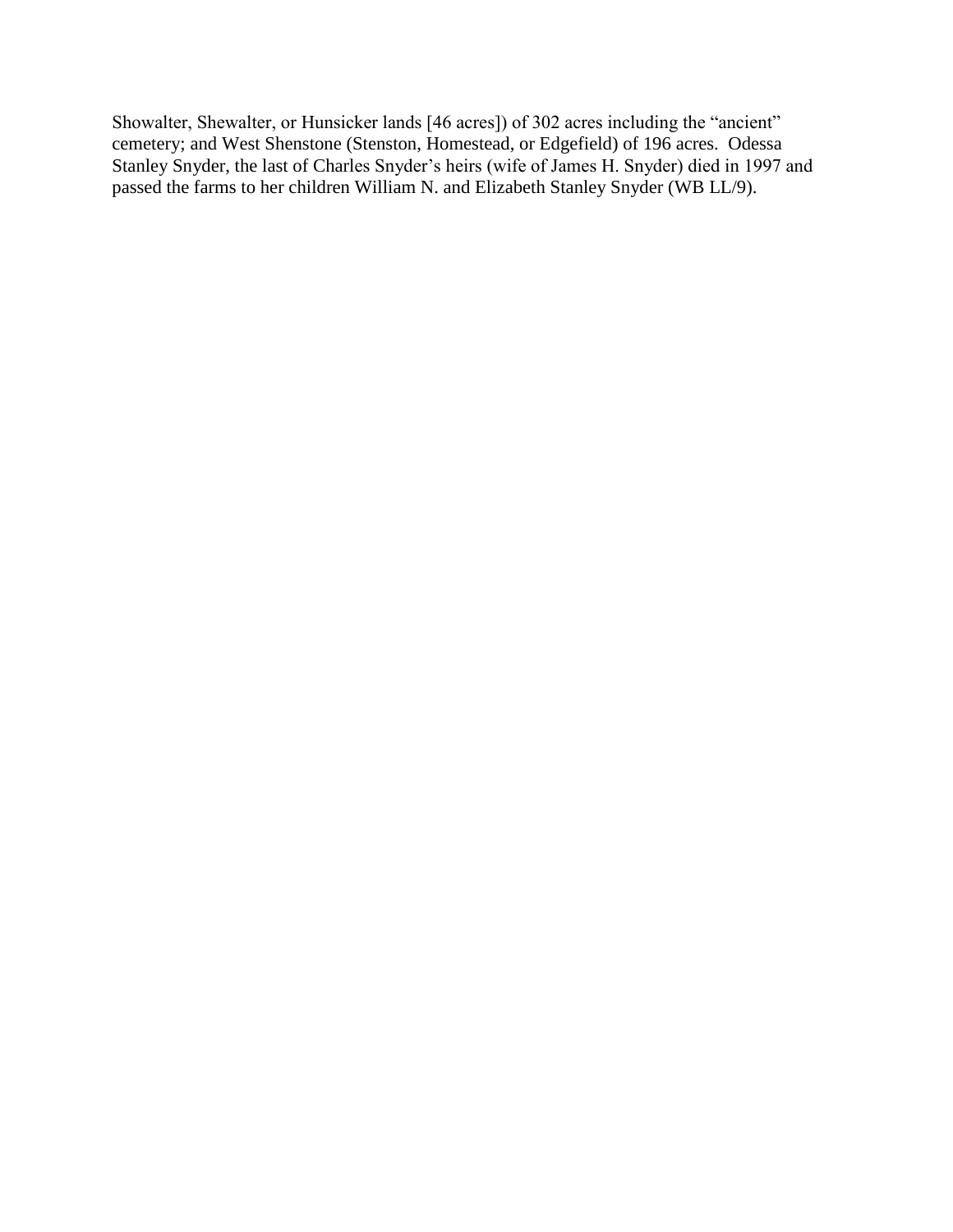Showalter, Shewalter, or Hunsicker lands [46 acres]) of 302 acres including the "ancient" cemetery; and West Shenstone (Stenston, Homestead, or Edgefield) of 196 acres. Odessa Stanley Snyder, the last of Charles Snyder's heirs (wife of James H. Snyder) died in 1997 and passed the farms to her children William N. and Elizabeth Stanley Snyder (WB LL/9).